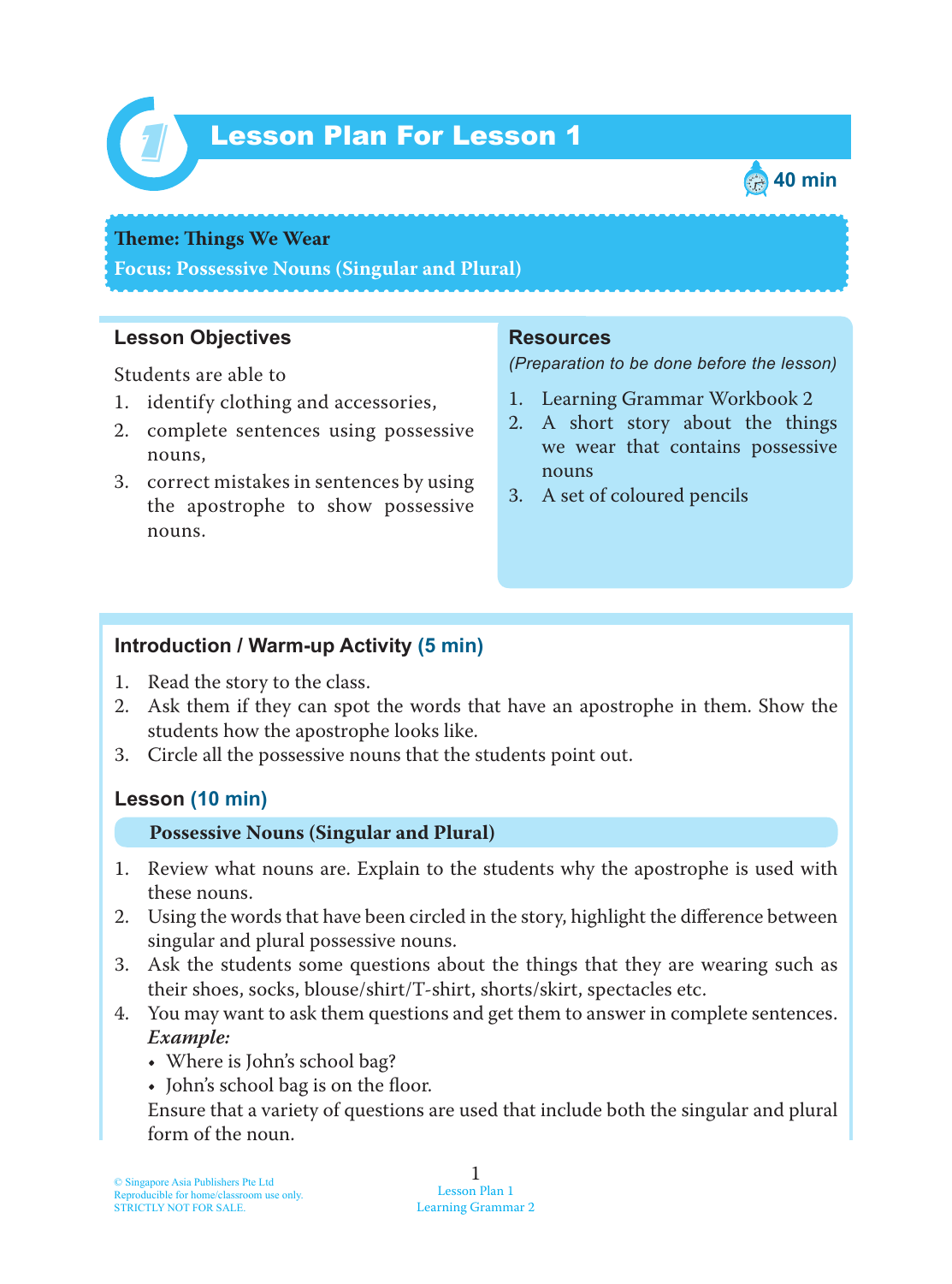# Lesson Plan For Lesson 1

40 min

**Theme: Things We Wear**
**Focus: Possessive Nouns (Singular and Plural)**

## Lesson Objectives

Students are able to

1. identify clothing and accessories,
2. complete sentences using possessive nouns,
3. correct mistakes in sentences by using the apostrophe to show possessive nouns.

## Resources

*(Preparation to be done before the lesson)*

1. Learning Grammar Workbook 2
2. A short story about the things we wear that contains possessive nouns
3. A set of coloured pencils

## Introduction / Warm-up Activity (5 min)

1. Read the story to the class.
2. Ask them if they can spot the words that have an apostrophe in them. Show the students how the apostrophe looks like.
3. Circle all the possessive nouns that the students point out.

## Lesson (10 min)

### Possessive Nouns (Singular and Plural)

1. Review what nouns are. Explain to the students why the apostrophe is used with these nouns.
2. Using the words that have been circled in the story, highlight the difference between singular and plural possessive nouns.
3. Ask the students some questions about the things that they are wearing such as their shoes, socks, blouse/shirt/T-shirt, shorts/skirt, spectacles etc.
4. You may want to ask them questions and get them to answer in complete sentences.
   ***Example:***
   - Where is John's school bag?
   - John's school bag is on the floor.

   Ensure that a variety of questions are used that include both the singular and plural form of the noun.

© Singapore Asia Publishers Pte Ltd
Reproducible for home/classroom use only.
STRICTLY NOT FOR SALE.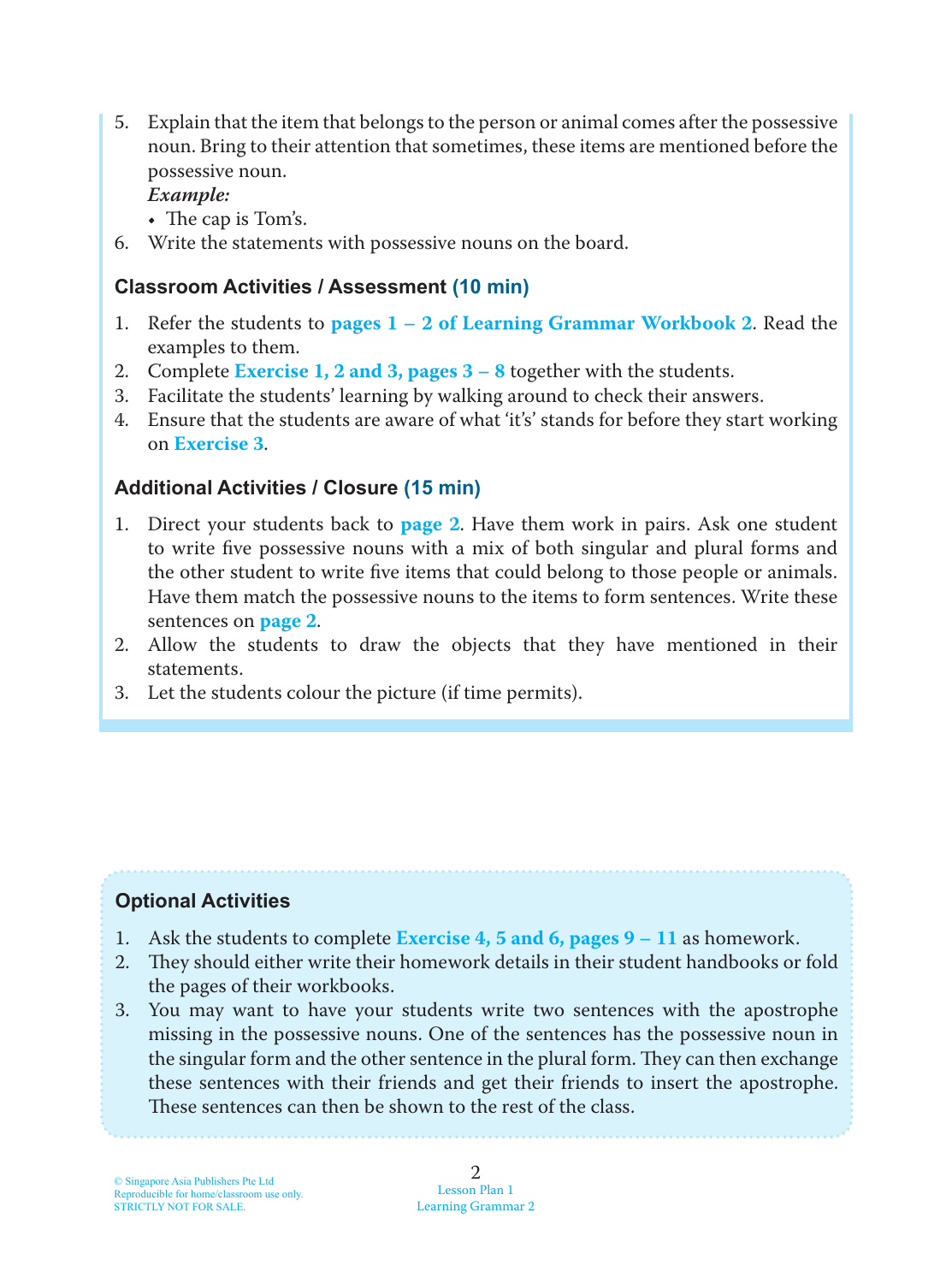5. Explain that the item that belongs to the person or animal comes after the possessive noun. Bring to their attention that sometimes, these items are mentioned before the possessive noun.
   ***Example:***
   - The cap is Tom's.
6. Write the statements with possessive nouns on the board.

### Classroom Activities / Assessment (10 min)

1. Refer the students to **pages 1 – 2 of Learning Grammar Workbook 2**. Read the examples to them.
2. Complete **Exercise 1, 2 and 3, pages 3 – 8** together with the students.
3. Facilitate the students' learning by walking around to check their answers.
4. Ensure that the students are aware of what 'it's' stands for before they start working on **Exercise 3**.

### Additional Activities / Closure (15 min)

1. Direct your students back to **page 2**. Have them work in pairs. Ask one student to write five possessive nouns with a mix of both singular and plural forms and the other student to write five items that could belong to those people or animals. Have them match the possessive nouns to the items to form sentences. Write these sentences on **page 2**.
2. Allow the students to draw the objects that they have mentioned in their statements.
3. Let the students colour the picture (if time permits).

### Optional Activities

1. Ask the students to complete **Exercise 4, 5 and 6, pages 9 – 11** as homework.
2. They should either write their homework details in their student handbooks or fold the pages of their workbooks.
3. You may want to have your students write two sentences with the apostrophe missing in the possessive nouns. One of the sentences has the possessive noun in the singular form and the other sentence in the plural form. They can then exchange these sentences with their friends and get their friends to insert the apostrophe. These sentences can then be shown to the rest of the class.